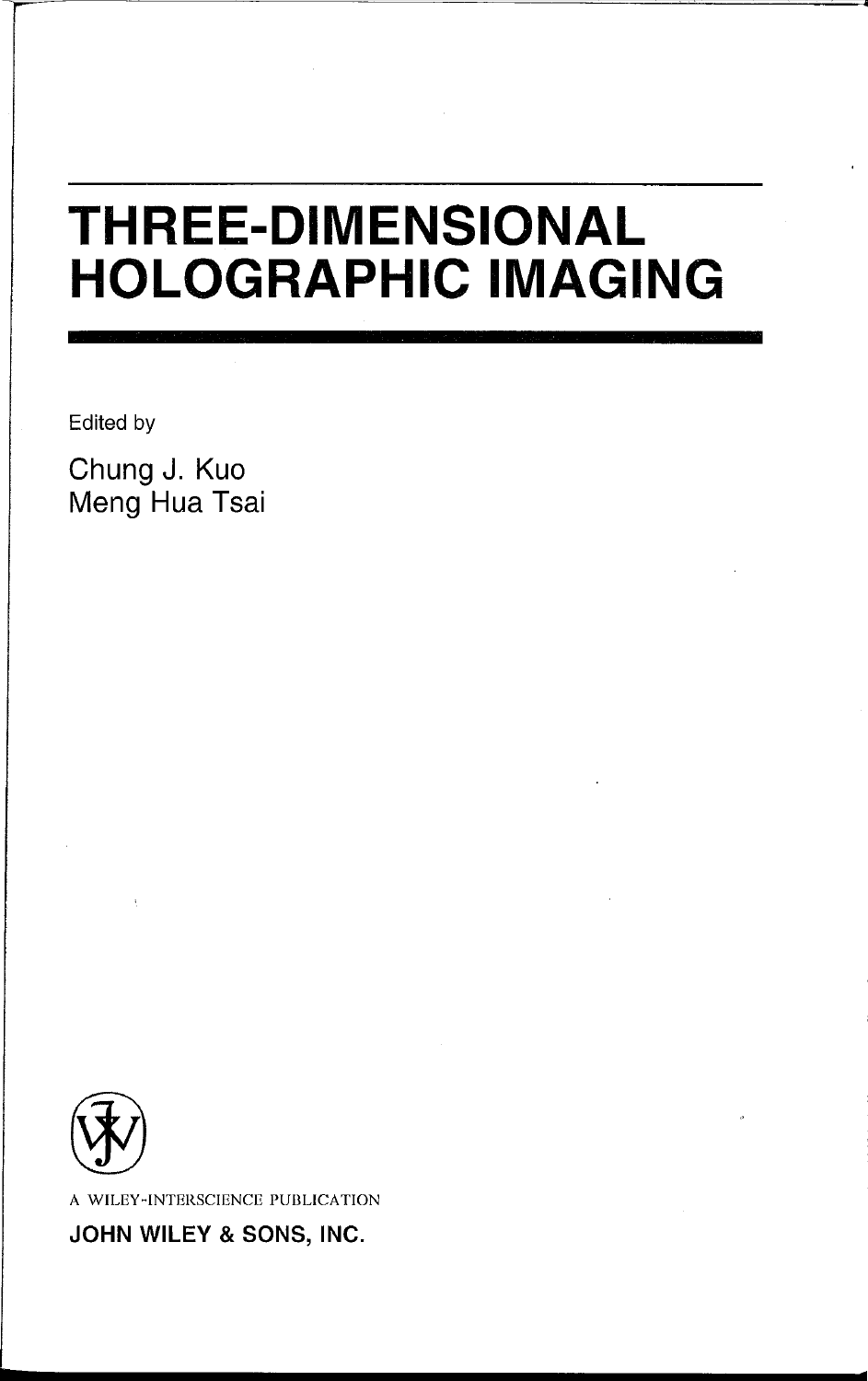# THREE-DIMENSIONAL HOLOGRAPHIC IMAGING

Edited by

Chung J. Kuo
Meng Hua Tsai

A WILEY-INTERSCIENCE PUBLICATION

**JOHN WILEY & SONS, INC.**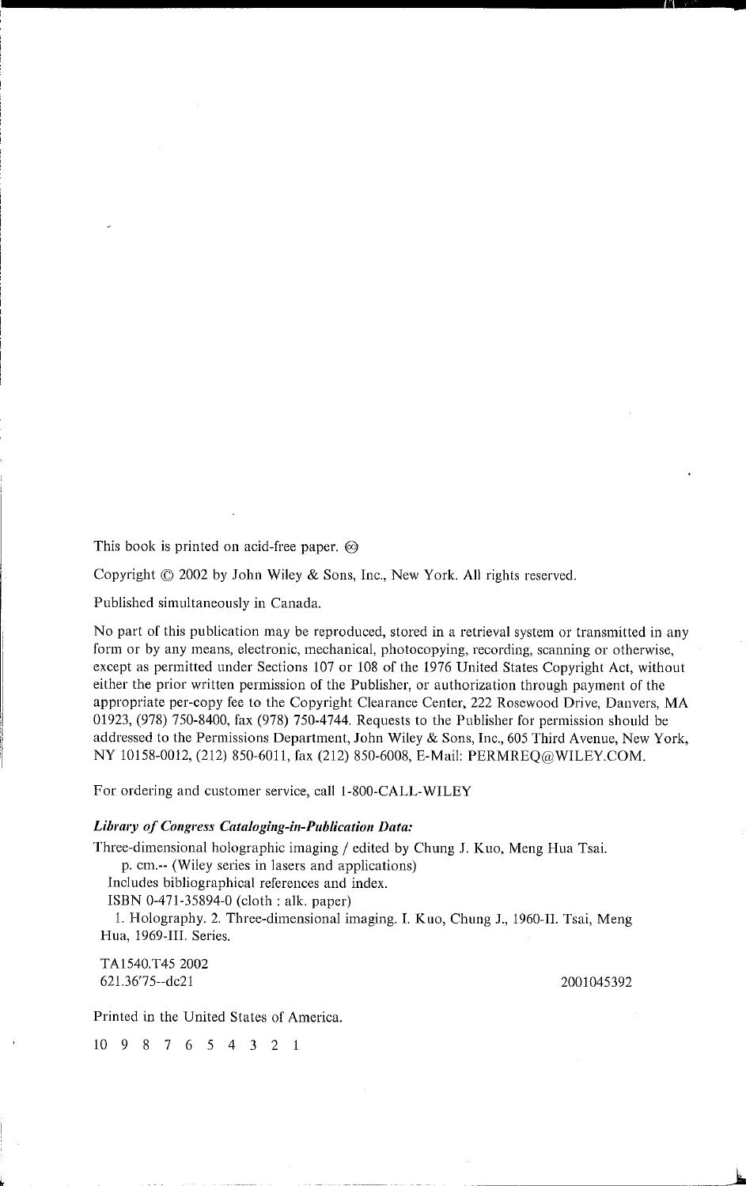This book is printed on acid-free paper. ♾

Copyright © 2002 by John Wiley & Sons, Inc., New York. All rights reserved.

Published simultaneously in Canada.

No part of this publication may be reproduced, stored in a retrieval system or transmitted in any form or by any means, electronic, mechanical, photocopying, recording, scanning or otherwise, except as permitted under Sections 107 or 108 of the 1976 United States Copyright Act, without either the prior written permission of the Publisher, or authorization through payment of the appropriate per-copy fee to the Copyright Clearance Center, 222 Rosewood Drive, Danvers, MA 01923, (978) 750-8400, fax (978) 750-4744. Requests to the Publisher for permission should be addressed to the Permissions Department, John Wiley & Sons, Inc., 605 Third Avenue, New York, NY 10158-0012, (212) 850-6011, fax (212) 850-6008, E-Mail: PERMREQ@WILEY.COM.

For ordering and customer service, call 1-800-CALL-WILEY

***Library of Congress Cataloging-in-Publication Data:***

Three-dimensional holographic imaging / edited by Chung J. Kuo, Meng Hua Tsai.

p. cm.-- (Wiley series in lasers and applications)

Includes bibliographical references and index.

ISBN 0-471-35894-0 (cloth : alk. paper)

1. Holography. 2. Three-dimensional imaging. I. Kuo, Chung J., 1960-II. Tsai, Meng Hua, 1969-III. Series.

TA1540.T45 2002

621.36′75--dc21 2001045392

Printed in the United States of America.

10 9 8 7 6 5 4 3 2 1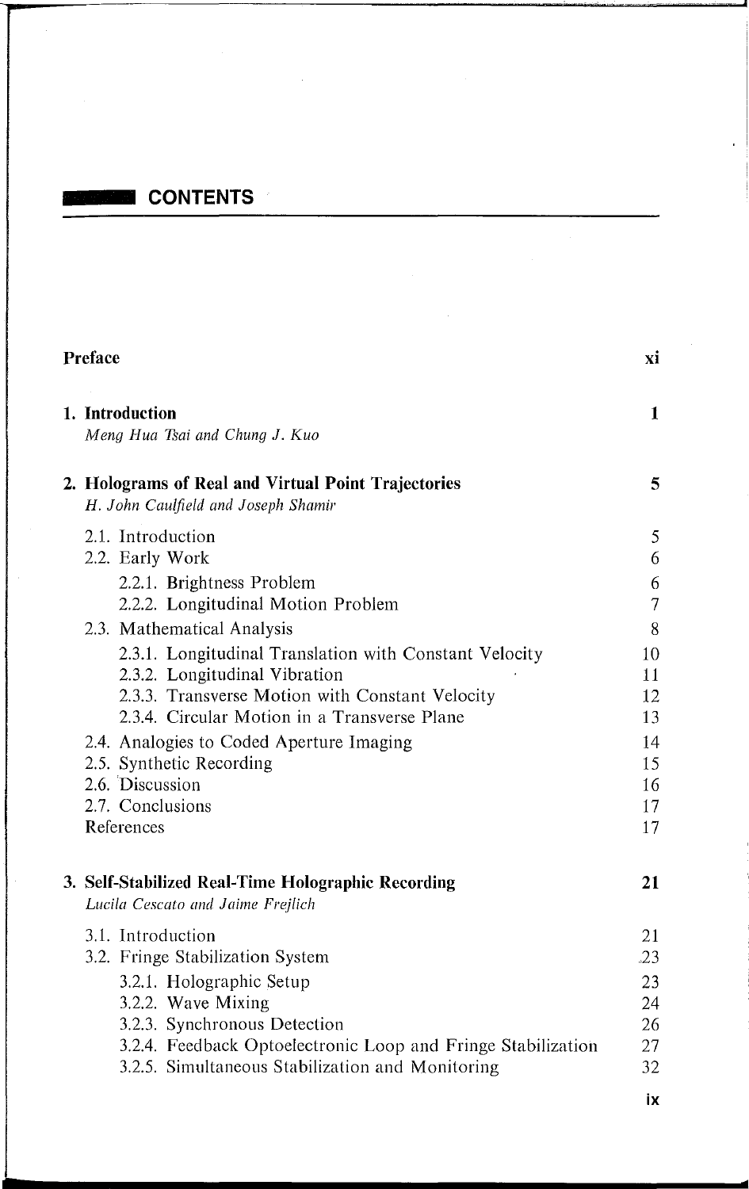# CONTENTS

**Preface** xi

**1. Introduction** 1
*Meng Hua Tsai and Chung J. Kuo*

**2. Holograms of Real and Virtual Point Trajectories** 5
*H. John Caulfield and Joseph Shamir*

- 2.1. Introduction 5
- 2.2. Early Work 6
  - 2.2.1. Brightness Problem 6
  - 2.2.2. Longitudinal Motion Problem 7
- 2.3. Mathematical Analysis 8
  - 2.3.1. Longitudinal Translation with Constant Velocity 10
  - 2.3.2. Longitudinal Vibration 11
  - 2.3.3. Transverse Motion with Constant Velocity 12
  - 2.3.4. Circular Motion in a Transverse Plane 13
- 2.4. Analogies to Coded Aperture Imaging 14
- 2.5. Synthetic Recording 15
- 2.6. Discussion 16
- 2.7. Conclusions 17
- References 17

**3. Self-Stabilized Real-Time Holographic Recording** 21
*Lucila Cescato and Jaime Frejlich*

- 3.1. Introduction 21
- 3.2. Fringe Stabilization System 23
  - 3.2.1. Holographic Setup 23
  - 3.2.2. Wave Mixing 24
  - 3.2.3. Synchronous Detection 26
  - 3.2.4. Feedback Optoelectronic Loop and Fringe Stabilization 27
  - 3.2.5. Simultaneous Stabilization and Monitoring 32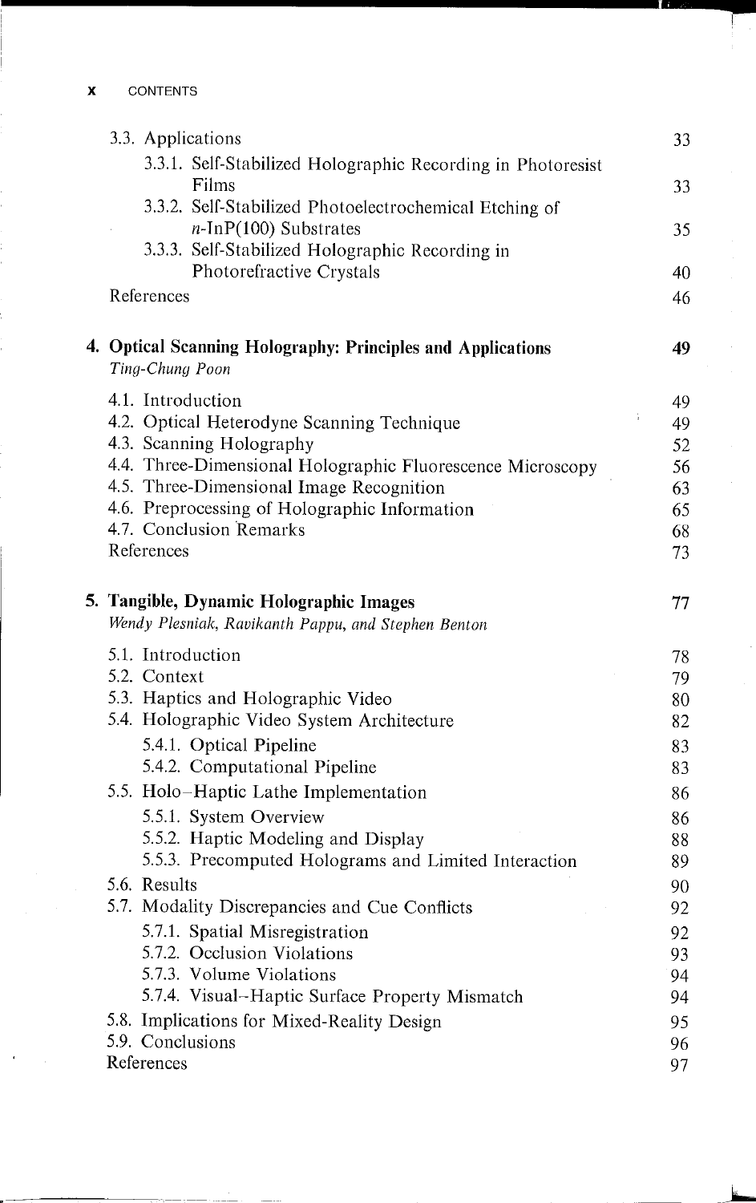3.3. Applications 33

3.3.1. Self-Stabilized Holographic Recording in Photoresist Films 33

3.3.2. Self-Stabilized Photoelectrochemical Etching of *n*-InP(100) Substrates 35

3.3.3. Self-Stabilized Holographic Recording in Photorefractive Crystals 40

References 46

**4. Optical Scanning Holography: Principles and Applications** **49**

*Ting-Chung Poon*

4.1. Introduction 49

4.2. Optical Heterodyne Scanning Technique 49

4.3. Scanning Holography 52

4.4. Three-Dimensional Holographic Fluorescence Microscopy 56

4.5. Three-Dimensional Image Recognition 63

4.6. Preprocessing of Holographic Information 65

4.7. Conclusion Remarks 68

References 73

**5. Tangible, Dynamic Holographic Images** **77**

*Wendy Plesniak, Ravikanth Pappu, and Stephen Benton*

5.1. Introduction 78

5.2. Context 79

5.3. Haptics and Holographic Video 80

5.4. Holographic Video System Architecture 82

5.4.1. Optical Pipeline 83

5.4.2. Computational Pipeline 83

5.5. Holo–Haptic Lathe Implementation 86

5.5.1. System Overview 86

5.5.2. Haptic Modeling and Display 88

5.5.3. Precomputed Holograms and Limited Interaction 89

5.6. Results 90

5.7. Modality Discrepancies and Cue Conflicts 92

5.7.1. Spatial Misregistration 92

5.7.2. Occlusion Violations 93

5.7.3. Volume Violations 94

5.7.4. Visual–Haptic Surface Property Mismatch 94

5.8. Implications for Mixed-Reality Design 95

5.9. Conclusions 96

References 97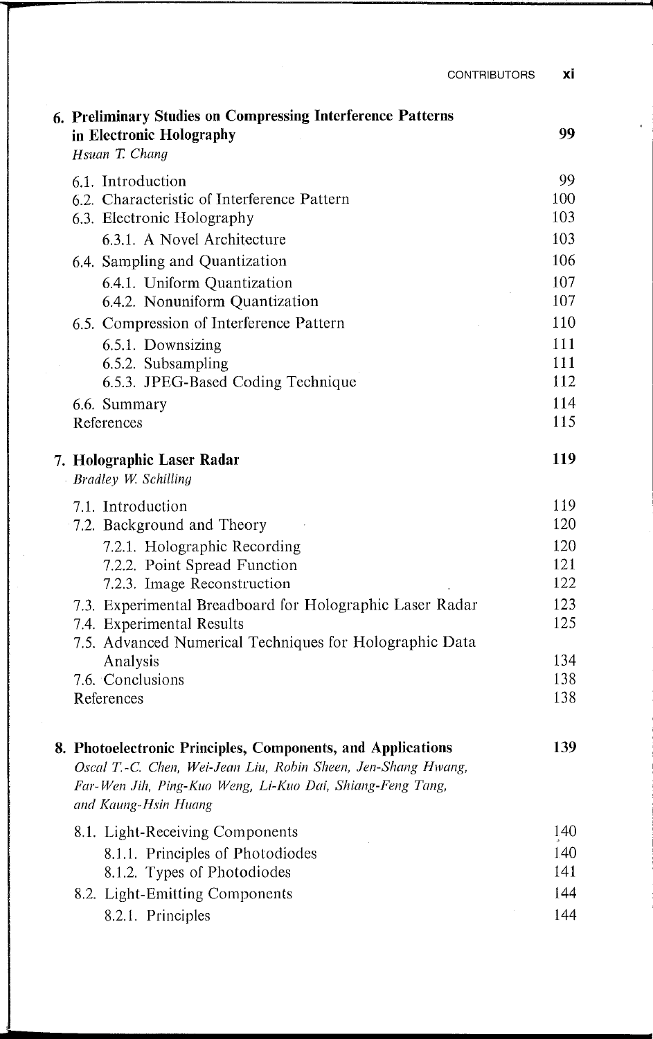**6. Preliminary Studies on Compressing Interference Patterns in Electronic Holography** 99
*Hsuan T. Chang*

- 6.1. Introduction 99
- 6.2. Characteristic of Interference Pattern 100
- 6.3. Electronic Holography 103
  - 6.3.1. A Novel Architecture 103
- 6.4. Sampling and Quantization 106
  - 6.4.1. Uniform Quantization 107
  - 6.4.2. Nonuniform Quantization 107
- 6.5. Compression of Interference Pattern 110
  - 6.5.1. Downsizing 111
  - 6.5.2. Subsampling 111
  - 6.5.3. JPEG-Based Coding Technique 112
- 6.6. Summary 114
- References 115

**7. Holographic Laser Radar** 119
*Bradley W. Schilling*

- 7.1. Introduction 119
- 7.2. Background and Theory 120
  - 7.2.1. Holographic Recording 120
  - 7.2.2. Point Spread Function 121
  - 7.2.3. Image Reconstruction 122
- 7.3. Experimental Breadboard for Holographic Laser Radar 123
- 7.4. Experimental Results 125
- 7.5. Advanced Numerical Techniques for Holographic Data Analysis 134
- 7.6. Conclusions 138
- References 138

**8. Photoelectronic Principles, Components, and Applications** 139
*Oscal T.-C. Chen, Wei-Jean Liu, Robin Sheen, Jen-Shang Hwang, Far-Wen Jih, Ping-Kuo Weng, Li-Kuo Dai, Shiang-Feng Tang, and Kaung-Hsin Huang*

- 8.1. Light-Receiving Components 140
  - 8.1.1. Principles of Photodiodes 140
  - 8.1.2. Types of Photodiodes 141
- 8.2. Light-Emitting Components 144
  - 8.2.1. Principles 144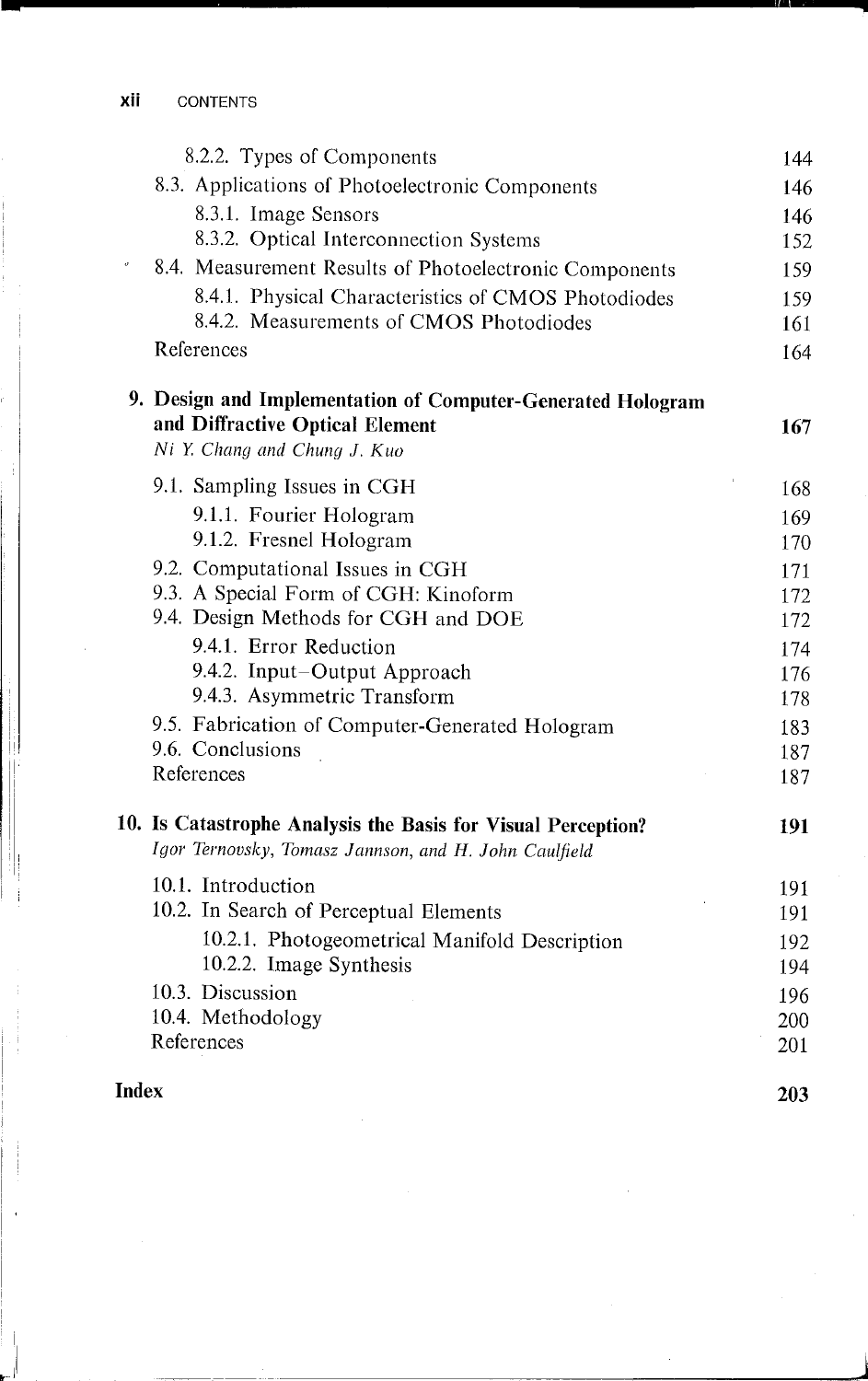| | |
|---|---|
| 8.2.2. Types of Components | 144 |
| 8.3. Applications of Photoelectronic Components | 146 |
| 8.3.1. Image Sensors | 146 |
| 8.3.2. Optical Interconnection Systems | 152 |
| 8.4. Measurement Results of Photoelectronic Components | 159 |
| 8.4.1. Physical Characteristics of CMOS Photodiodes | 159 |
| 8.4.2. Measurements of CMOS Photodiodes | 161 |
| References | 164 |
| **9. Design and Implementation of Computer-Generated Hologram and Diffractive Optical Element** | **167** |
| *Ni Y. Chang and Chung J. Kuo* | |
| 9.1. Sampling Issues in CGH | 168 |
| 9.1.1. Fourier Hologram | 169 |
| 9.1.2. Fresnel Hologram | 170 |
| 9.2. Computational Issues in CGH | 171 |
| 9.3. A Special Form of CGH: Kinoform | 172 |
| 9.4. Design Methods for CGH and DOE | 172 |
| 9.4.1. Error Reduction | 174 |
| 9.4.2. Input–Output Approach | 176 |
| 9.4.3. Asymmetric Transform | 178 |
| 9.5. Fabrication of Computer-Generated Hologram | 183 |
| 9.6. Conclusions | 187 |
| References | 187 |
| **10. Is Catastrophe Analysis the Basis for Visual Perception?** | **191** |
| *Igor Ternovsky, Tomasz Jannson, and H. John Caulfield* | |
| 10.1. Introduction | 191 |
| 10.2. In Search of Perceptual Elements | 191 |
| 10.2.1. Photogeometrical Manifold Description | 192 |
| 10.2.2. Image Synthesis | 194 |
| 10.3. Discussion | 196 |
| 10.4. Methodology | 200 |
| References | 201 |
| **Index** | **203** |